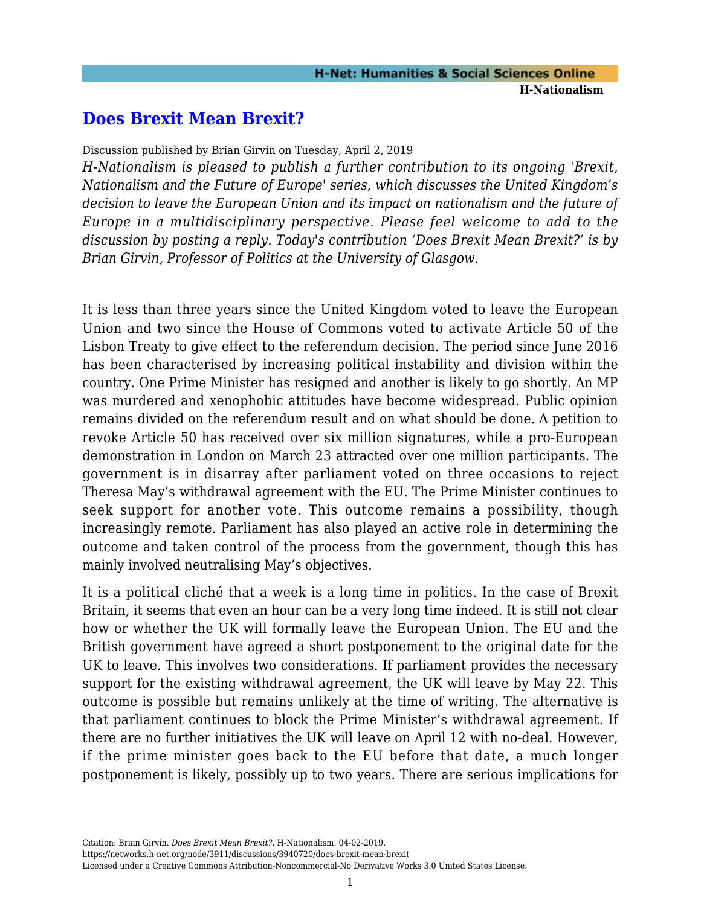# [Does Brexit Mean Brexit?](https://networks.h-net.org/node/3911/discussions/3940720/does-brexit-mean-brexit)

Discussion published by Brian Girvin on Tuesday, April 2, 2019

*H-Nationalism is pleased to publish a further contribution to its ongoing 'Brexit, Nationalism and the Future of Europe' series, which discusses the United Kingdom's decision to leave the European Union and its impact on nationalism and the future of Europe in a multidisciplinary perspective. Please feel welcome to add to the discussion by posting a reply. Today's contribution 'Does Brexit Mean Brexit?' is by Brian Girvin, Professor of Politics at the University of Glasgow.*

It is less than three years since the United Kingdom voted to leave the European Union and two since the House of Commons voted to activate Article 50 of the Lisbon Treaty to give effect to the referendum decision. The period since June 2016 has been characterised by increasing political instability and division within the country. One Prime Minister has resigned and another is likely to go shortly. An MP was murdered and xenophobic attitudes have become widespread. Public opinion remains divided on the referendum result and on what should be done. A petition to revoke Article 50 has received over six million signatures, while a pro-European demonstration in London on March 23 attracted over one million participants. The government is in disarray after parliament voted on three occasions to reject Theresa May's withdrawal agreement with the EU. The Prime Minister continues to seek support for another vote. This outcome remains a possibility, though increasingly remote. Parliament has also played an active role in determining the outcome and taken control of the process from the government, though this has mainly involved neutralising May's objectives.

It is a political cliché that a week is a long time in politics. In the case of Brexit Britain, it seems that even an hour can be a very long time indeed. It is still not clear how or whether the UK will formally leave the European Union. The EU and the British government have agreed a short postponement to the original date for the UK to leave. This involves two considerations. If parliament provides the necessary support for the existing withdrawal agreement, the UK will leave by May 22. This outcome is possible but remains unlikely at the time of writing. The alternative is that parliament continues to block the Prime Minister's withdrawal agreement. If there are no further initiatives the UK will leave on April 12 with no-deal. However, if the prime minister goes back to the EU before that date, a much longer postponement is likely, possibly up to two years. There are serious implications for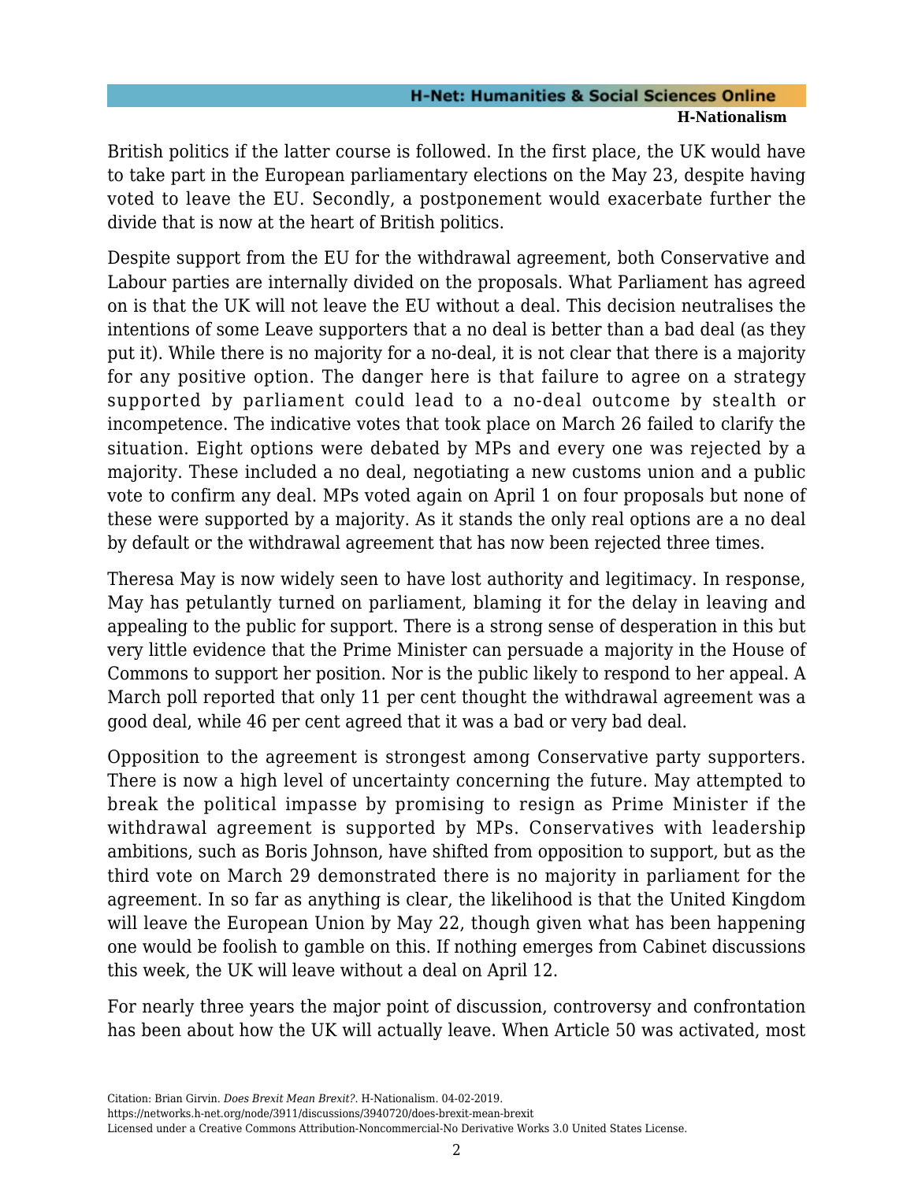British politics if the latter course is followed. In the first place, the UK would have to take part in the European parliamentary elections on the May 23, despite having voted to leave the EU. Secondly, a postponement would exacerbate further the divide that is now at the heart of British politics.

Despite support from the EU for the withdrawal agreement, both Conservative and Labour parties are internally divided on the proposals. What Parliament has agreed on is that the UK will not leave the EU without a deal. This decision neutralises the intentions of some Leave supporters that a no deal is better than a bad deal (as they put it). While there is no majority for a no-deal, it is not clear that there is a majority for any positive option. The danger here is that failure to agree on a strategy supported by parliament could lead to a no-deal outcome by stealth or incompetence. The indicative votes that took place on March 26 failed to clarify the situation. Eight options were debated by MPs and every one was rejected by a majority. These included a no deal, negotiating a new customs union and a public vote to confirm any deal. MPs voted again on April 1 on four proposals but none of these were supported by a majority. As it stands the only real options are a no deal by default or the withdrawal agreement that has now been rejected three times.

Theresa May is now widely seen to have lost authority and legitimacy. In response, May has petulantly turned on parliament, blaming it for the delay in leaving and appealing to the public for support. There is a strong sense of desperation in this but very little evidence that the Prime Minister can persuade a majority in the House of Commons to support her position. Nor is the public likely to respond to her appeal. A March poll reported that only 11 per cent thought the withdrawal agreement was a good deal, while 46 per cent agreed that it was a bad or very bad deal.

Opposition to the agreement is strongest among Conservative party supporters. There is now a high level of uncertainty concerning the future. May attempted to break the political impasse by promising to resign as Prime Minister if the withdrawal agreement is supported by MPs. Conservatives with leadership ambitions, such as Boris Johnson, have shifted from opposition to support, but as the third vote on March 29 demonstrated there is no majority in parliament for the agreement. In so far as anything is clear, the likelihood is that the United Kingdom will leave the European Union by May 22, though given what has been happening one would be foolish to gamble on this. If nothing emerges from Cabinet discussions this week, the UK will leave without a deal on April 12.

For nearly three years the major point of discussion, controversy and confrontation has been about how the UK will actually leave. When Article 50 was activated, most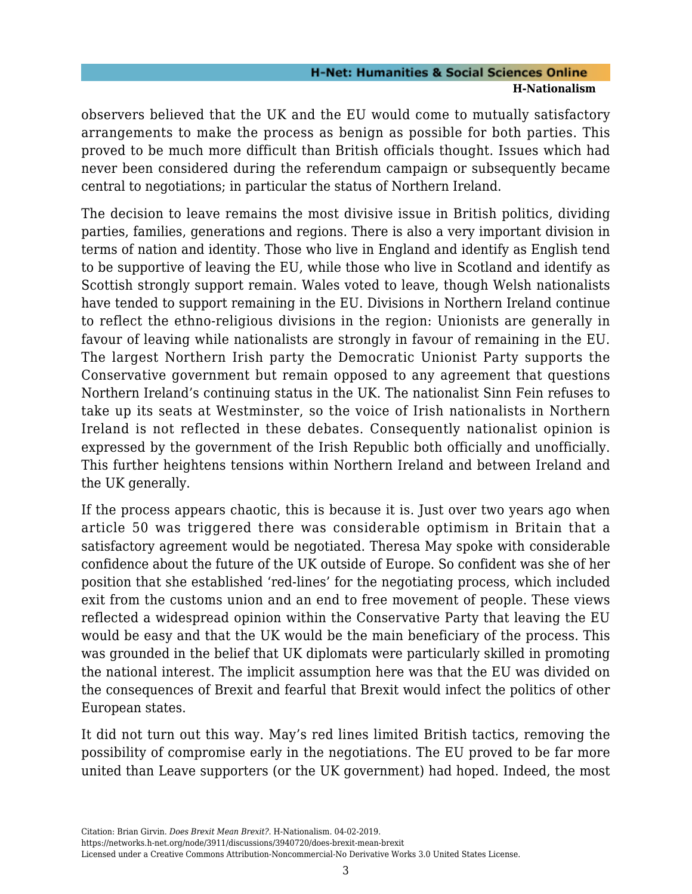observers believed that the UK and the EU would come to mutually satisfactory arrangements to make the process as benign as possible for both parties. This proved to be much more difficult than British officials thought. Issues which had never been considered during the referendum campaign or subsequently became central to negotiations; in particular the status of Northern Ireland.

The decision to leave remains the most divisive issue in British politics, dividing parties, families, generations and regions. There is also a very important division in terms of nation and identity. Those who live in England and identify as English tend to be supportive of leaving the EU, while those who live in Scotland and identify as Scottish strongly support remain. Wales voted to leave, though Welsh nationalists have tended to support remaining in the EU. Divisions in Northern Ireland continue to reflect the ethno-religious divisions in the region: Unionists are generally in favour of leaving while nationalists are strongly in favour of remaining in the EU. The largest Northern Irish party the Democratic Unionist Party supports the Conservative government but remain opposed to any agreement that questions Northern Ireland's continuing status in the UK. The nationalist Sinn Fein refuses to take up its seats at Westminster, so the voice of Irish nationalists in Northern Ireland is not reflected in these debates. Consequently nationalist opinion is expressed by the government of the Irish Republic both officially and unofficially. This further heightens tensions within Northern Ireland and between Ireland and the UK generally.

If the process appears chaotic, this is because it is. Just over two years ago when article 50 was triggered there was considerable optimism in Britain that a satisfactory agreement would be negotiated. Theresa May spoke with considerable confidence about the future of the UK outside of Europe. So confident was she of her position that she established 'red-lines' for the negotiating process, which included exit from the customs union and an end to free movement of people. These views reflected a widespread opinion within the Conservative Party that leaving the EU would be easy and that the UK would be the main beneficiary of the process. This was grounded in the belief that UK diplomats were particularly skilled in promoting the national interest. The implicit assumption here was that the EU was divided on the consequences of Brexit and fearful that Brexit would infect the politics of other European states.

It did not turn out this way. May's red lines limited British tactics, removing the possibility of compromise early in the negotiations. The EU proved to be far more united than Leave supporters (or the UK government) had hoped. Indeed, the most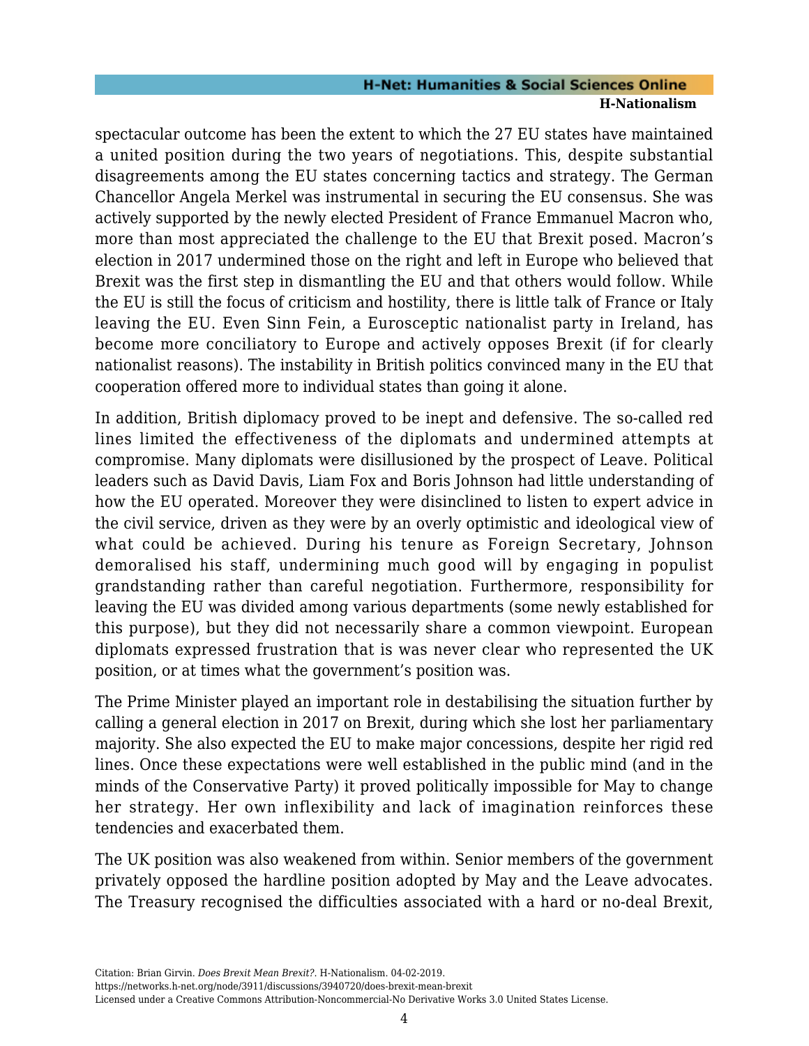spectacular outcome has been the extent to which the 27 EU states have maintained a united position during the two years of negotiations. This, despite substantial disagreements among the EU states concerning tactics and strategy. The German Chancellor Angela Merkel was instrumental in securing the EU consensus. She was actively supported by the newly elected President of France Emmanuel Macron who, more than most appreciated the challenge to the EU that Brexit posed. Macron's election in 2017 undermined those on the right and left in Europe who believed that Brexit was the first step in dismantling the EU and that others would follow. While the EU is still the focus of criticism and hostility, there is little talk of France or Italy leaving the EU. Even Sinn Fein, a Eurosceptic nationalist party in Ireland, has become more conciliatory to Europe and actively opposes Brexit (if for clearly nationalist reasons). The instability in British politics convinced many in the EU that cooperation offered more to individual states than going it alone.

In addition, British diplomacy proved to be inept and defensive. The so-called red lines limited the effectiveness of the diplomats and undermined attempts at compromise. Many diplomats were disillusioned by the prospect of Leave. Political leaders such as David Davis, Liam Fox and Boris Johnson had little understanding of how the EU operated. Moreover they were disinclined to listen to expert advice in the civil service, driven as they were by an overly optimistic and ideological view of what could be achieved. During his tenure as Foreign Secretary, Johnson demoralised his staff, undermining much good will by engaging in populist grandstanding rather than careful negotiation. Furthermore, responsibility for leaving the EU was divided among various departments (some newly established for this purpose), but they did not necessarily share a common viewpoint. European diplomats expressed frustration that is was never clear who represented the UK position, or at times what the government's position was.

The Prime Minister played an important role in destabilising the situation further by calling a general election in 2017 on Brexit, during which she lost her parliamentary majority. She also expected the EU to make major concessions, despite her rigid red lines. Once these expectations were well established in the public mind (and in the minds of the Conservative Party) it proved politically impossible for May to change her strategy. Her own inflexibility and lack of imagination reinforces these tendencies and exacerbated them.

The UK position was also weakened from within. Senior members of the government privately opposed the hardline position adopted by May and the Leave advocates. The Treasury recognised the difficulties associated with a hard or no-deal Brexit,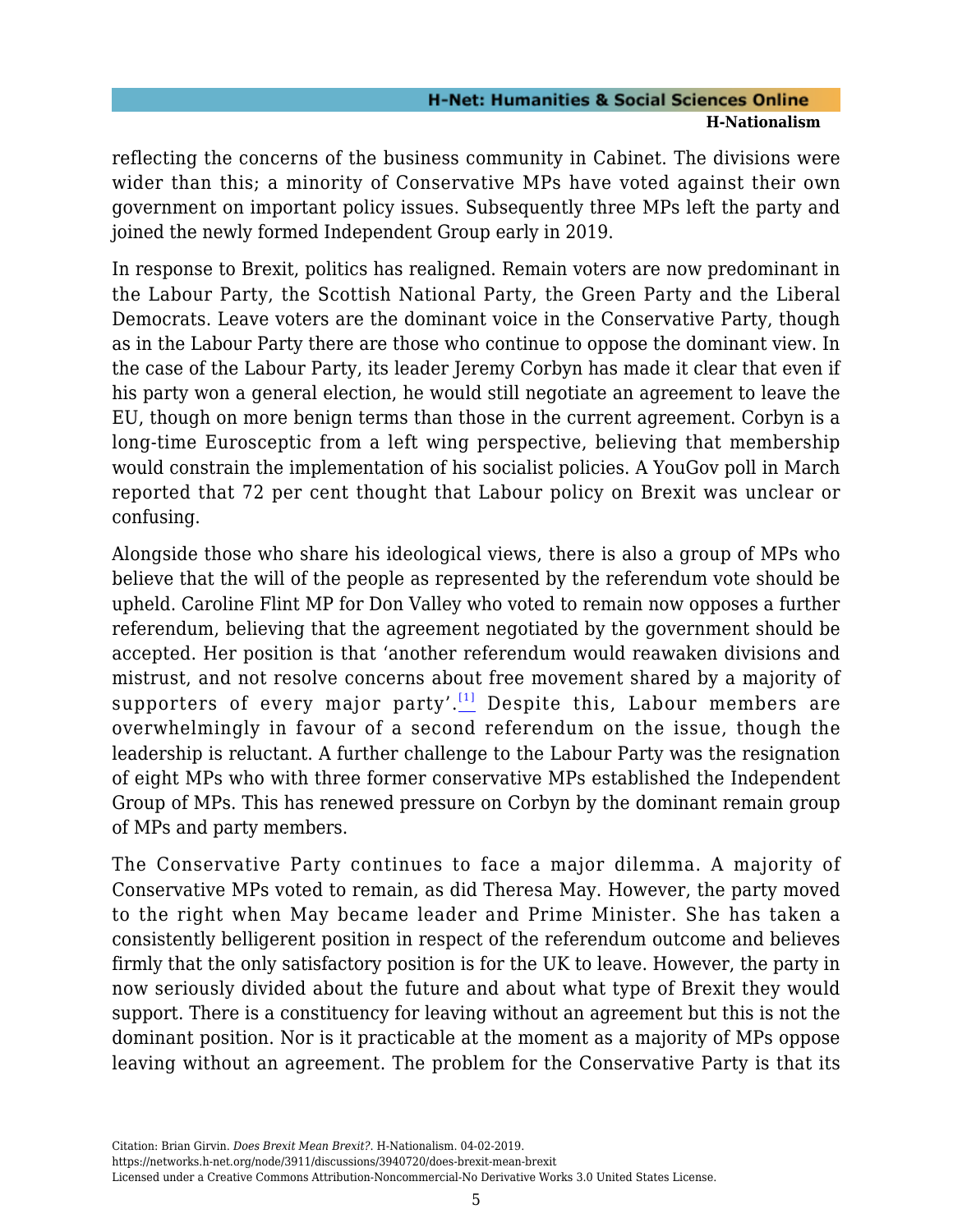reflecting the concerns of the business community in Cabinet. The divisions were wider than this; a minority of Conservative MPs have voted against their own government on important policy issues. Subsequently three MPs left the party and joined the newly formed Independent Group early in 2019.

In response to Brexit, politics has realigned. Remain voters are now predominant in the Labour Party, the Scottish National Party, the Green Party and the Liberal Democrats. Leave voters are the dominant voice in the Conservative Party, though as in the Labour Party there are those who continue to oppose the dominant view. In the case of the Labour Party, its leader Jeremy Corbyn has made it clear that even if his party won a general election, he would still negotiate an agreement to leave the EU, though on more benign terms than those in the current agreement. Corbyn is a long-time Eurosceptic from a left wing perspective, believing that membership would constrain the implementation of his socialist policies. A YouGov poll in March reported that 72 per cent thought that Labour policy on Brexit was unclear or confusing.

Alongside those who share his ideological views, there is also a group of MPs who believe that the will of the people as represented by the referendum vote should be upheld. Caroline Flint MP for Don Valley who voted to remain now opposes a further referendum, believing that the agreement negotiated by the government should be accepted. Her position is that 'another referendum would reawaken divisions and mistrust, and not resolve concerns about free movement shared by a majority of supporters of every major party'.[1] Despite this, Labour members are overwhelmingly in favour of a second referendum on the issue, though the leadership is reluctant. A further challenge to the Labour Party was the resignation of eight MPs who with three former conservative MPs established the Independent Group of MPs. This has renewed pressure on Corbyn by the dominant remain group of MPs and party members.

The Conservative Party continues to face a major dilemma. A majority of Conservative MPs voted to remain, as did Theresa May. However, the party moved to the right when May became leader and Prime Minister. She has taken a consistently belligerent position in respect of the referendum outcome and believes firmly that the only satisfactory position is for the UK to leave. However, the party in now seriously divided about the future and about what type of Brexit they would support. There is a constituency for leaving without an agreement but this is not the dominant position. Nor is it practicable at the moment as a majority of MPs oppose leaving without an agreement. The problem for the Conservative Party is that its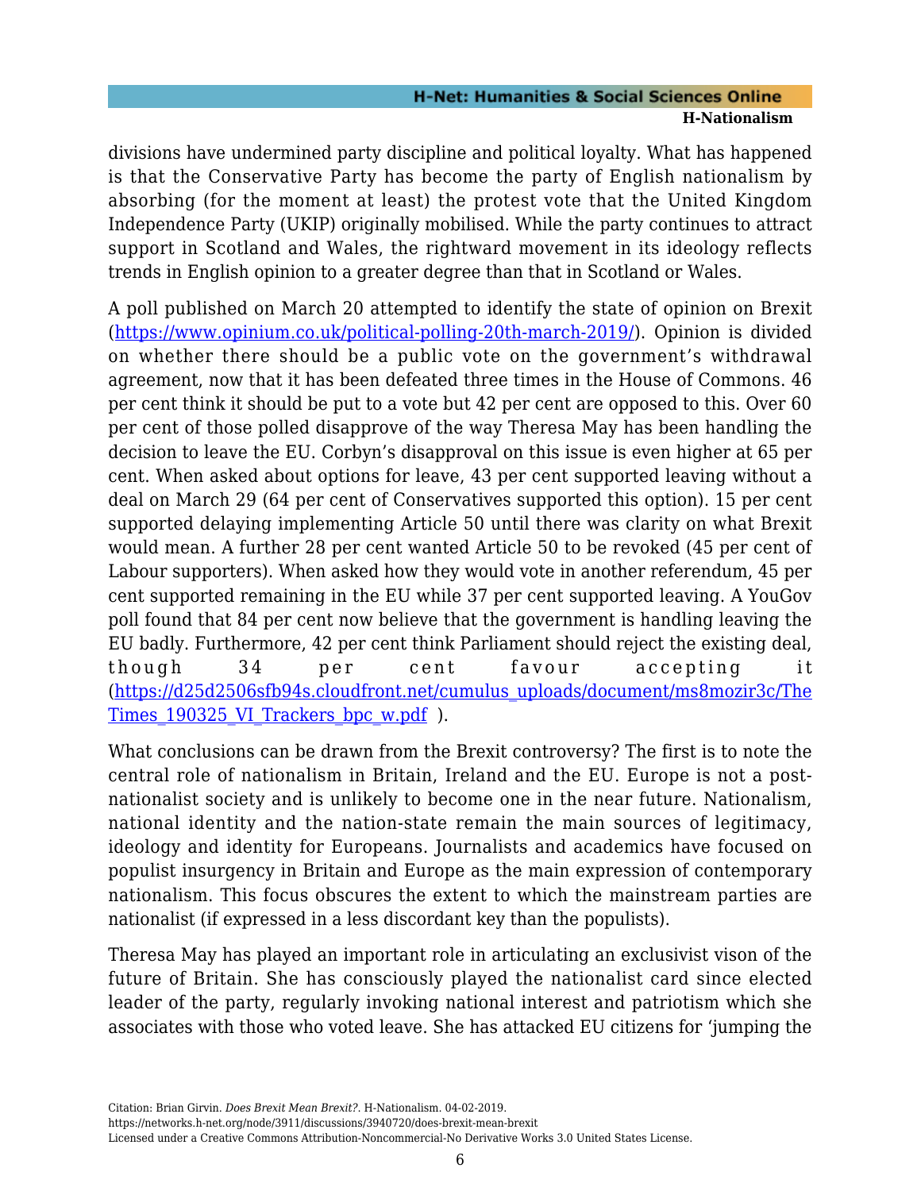divisions have undermined party discipline and political loyalty. What has happened is that the Conservative Party has become the party of English nationalism by absorbing (for the moment at least) the protest vote that the United Kingdom Independence Party (UKIP) originally mobilised. While the party continues to attract support in Scotland and Wales, the rightward movement in its ideology reflects trends in English opinion to a greater degree than that in Scotland or Wales.

A poll published on March 20 attempted to identify the state of opinion on Brexit (https://www.opinium.co.uk/political-polling-20th-march-2019/). Opinion is divided on whether there should be a public vote on the government's withdrawal agreement, now that it has been defeated three times in the House of Commons. 46 per cent think it should be put to a vote but 42 per cent are opposed to this. Over 60 per cent of those polled disapprove of the way Theresa May has been handling the decision to leave the EU. Corbyn's disapproval on this issue is even higher at 65 per cent. When asked about options for leave, 43 per cent supported leaving without a deal on March 29 (64 per cent of Conservatives supported this option). 15 per cent supported delaying implementing Article 50 until there was clarity on what Brexit would mean. A further 28 per cent wanted Article 50 to be revoked (45 per cent of Labour supporters). When asked how they would vote in another referendum, 45 per cent supported remaining in the EU while 37 per cent supported leaving. A YouGov poll found that 84 per cent now believe that the government is handling leaving the EU badly. Furthermore, 42 per cent think Parliament should reject the existing deal, though 34 per cent favour accepting it (https://d25d2506sfb94s.cloudfront.net/cumulus_uploads/document/ms8mozir3c/TheTimes_190325_VI_Trackers_bpc_w.pdf ).

What conclusions can be drawn from the Brexit controversy? The first is to note the central role of nationalism in Britain, Ireland and the EU. Europe is not a post-nationalist society and is unlikely to become one in the near future. Nationalism, national identity and the nation-state remain the main sources of legitimacy, ideology and identity for Europeans. Journalists and academics have focused on populist insurgency in Britain and Europe as the main expression of contemporary nationalism. This focus obscures the extent to which the mainstream parties are nationalist (if expressed in a less discordant key than the populists).

Theresa May has played an important role in articulating an exclusivist vison of the future of Britain. She has consciously played the nationalist card since elected leader of the party, regularly invoking national interest and patriotism which she associates with those who voted leave. She has attacked EU citizens for 'jumping the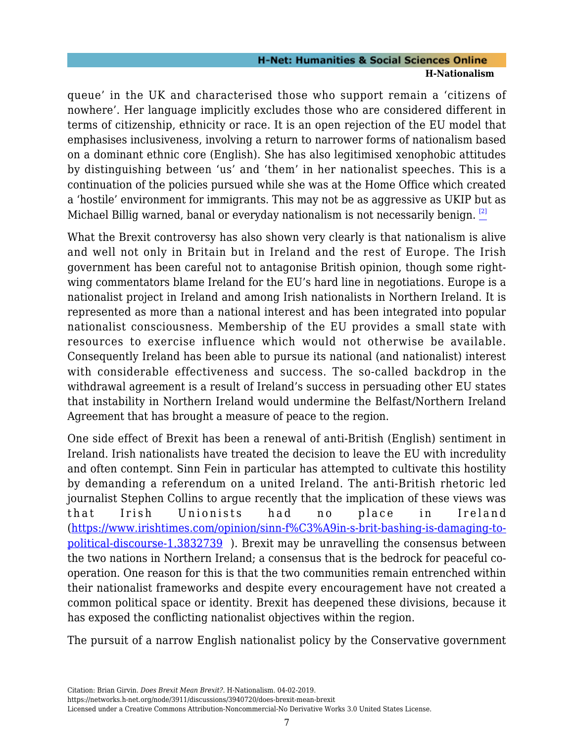queue' in the UK and characterised those who support remain a 'citizens of nowhere'. Her language implicitly excludes those who are considered different in terms of citizenship, ethnicity or race. It is an open rejection of the EU model that emphasises inclusiveness, involving a return to narrower forms of nationalism based on a dominant ethnic core (English). She has also legitimised xenophobic attitudes by distinguishing between 'us' and 'them' in her nationalist speeches. This is a continuation of the policies pursued while she was at the Home Office which created a 'hostile' environment for immigrants. This may not be as aggressive as UKIP but as Michael Billig warned, banal or everyday nationalism is not necessarily benign. [2]

What the Brexit controversy has also shown very clearly is that nationalism is alive and well not only in Britain but in Ireland and the rest of Europe. The Irish government has been careful not to antagonise British opinion, though some right-wing commentators blame Ireland for the EU's hard line in negotiations. Europe is a nationalist project in Ireland and among Irish nationalists in Northern Ireland. It is represented as more than a national interest and has been integrated into popular nationalist consciousness. Membership of the EU provides a small state with resources to exercise influence which would not otherwise be available. Consequently Ireland has been able to pursue its national (and nationalist) interest with considerable effectiveness and success. The so-called backdrop in the withdrawal agreement is a result of Ireland's success in persuading other EU states that instability in Northern Ireland would undermine the Belfast/Northern Ireland Agreement that has brought a measure of peace to the region.

One side effect of Brexit has been a renewal of anti-British (English) sentiment in Ireland. Irish nationalists have treated the decision to leave the EU with incredulity and often contempt. Sinn Fein in particular has attempted to cultivate this hostility by demanding a referendum on a united Ireland. The anti-British rhetoric led journalist Stephen Collins to argue recently that the implication of these views was that Irish Unionists had no place in Ireland (https://www.irishtimes.com/opinion/sinn-f%C3%A9in-s-brit-bashing-is-damaging-to-political-discourse-1.3832739 ). Brexit may be unravelling the consensus between the two nations in Northern Ireland; a consensus that is the bedrock for peaceful co-operation. One reason for this is that the two communities remain entrenched within their nationalist frameworks and despite every encouragement have not created a common political space or identity. Brexit has deepened these divisions, because it has exposed the conflicting nationalist objectives within the region.

The pursuit of a narrow English nationalist policy by the Conservative government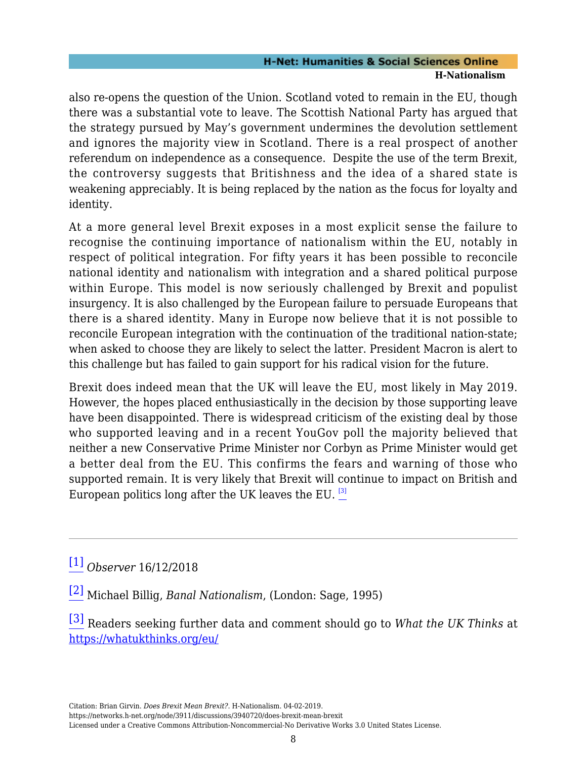also re-opens the question of the Union. Scotland voted to remain in the EU, though there was a substantial vote to leave. The Scottish National Party has argued that the strategy pursued by May's government undermines the devolution settlement and ignores the majority view in Scotland. There is a real prospect of another referendum on independence as a consequence. Despite the use of the term Brexit, the controversy suggests that Britishness and the idea of a shared state is weakening appreciably. It is being replaced by the nation as the focus for loyalty and identity.

At a more general level Brexit exposes in a most explicit sense the failure to recognise the continuing importance of nationalism within the EU, notably in respect of political integration. For fifty years it has been possible to reconcile national identity and nationalism with integration and a shared political purpose within Europe. This model is now seriously challenged by Brexit and populist insurgency. It is also challenged by the European failure to persuade Europeans that there is a shared identity. Many in Europe now believe that it is not possible to reconcile European integration with the continuation of the traditional nation-state; when asked to choose they are likely to select the latter. President Macron is alert to this challenge but has failed to gain support for his radical vision for the future.

Brexit does indeed mean that the UK will leave the EU, most likely in May 2019. However, the hopes placed enthusiastically in the decision by those supporting leave have been disappointed. There is widespread criticism of the existing deal by those who supported leaving and in a recent YouGov poll the majority believed that neither a new Conservative Prime Minister nor Corbyn as Prime Minister would get a better deal from the EU. This confirms the fears and warning of those who supported remain. It is very likely that Brexit will continue to impact on British and European politics long after the UK leaves the EU. [3]

---

[1] *Observer* 16/12/2018

[2] Michael Billig, *Banal Nationalism*, (London: Sage, 1995)

[3] Readers seeking further data and comment should go to *What the UK Thinks* at https://whatukthinks.org/eu/

Citation: Brian Girvin. *Does Brexit Mean Brexit?*. H-Nationalism. 04-02-2019.
https://networks.h-net.org/node/3911/discussions/3940720/does-brexit-mean-brexit
Licensed under a Creative Commons Attribution-Noncommercial-No Derivative Works 3.0 United States License.